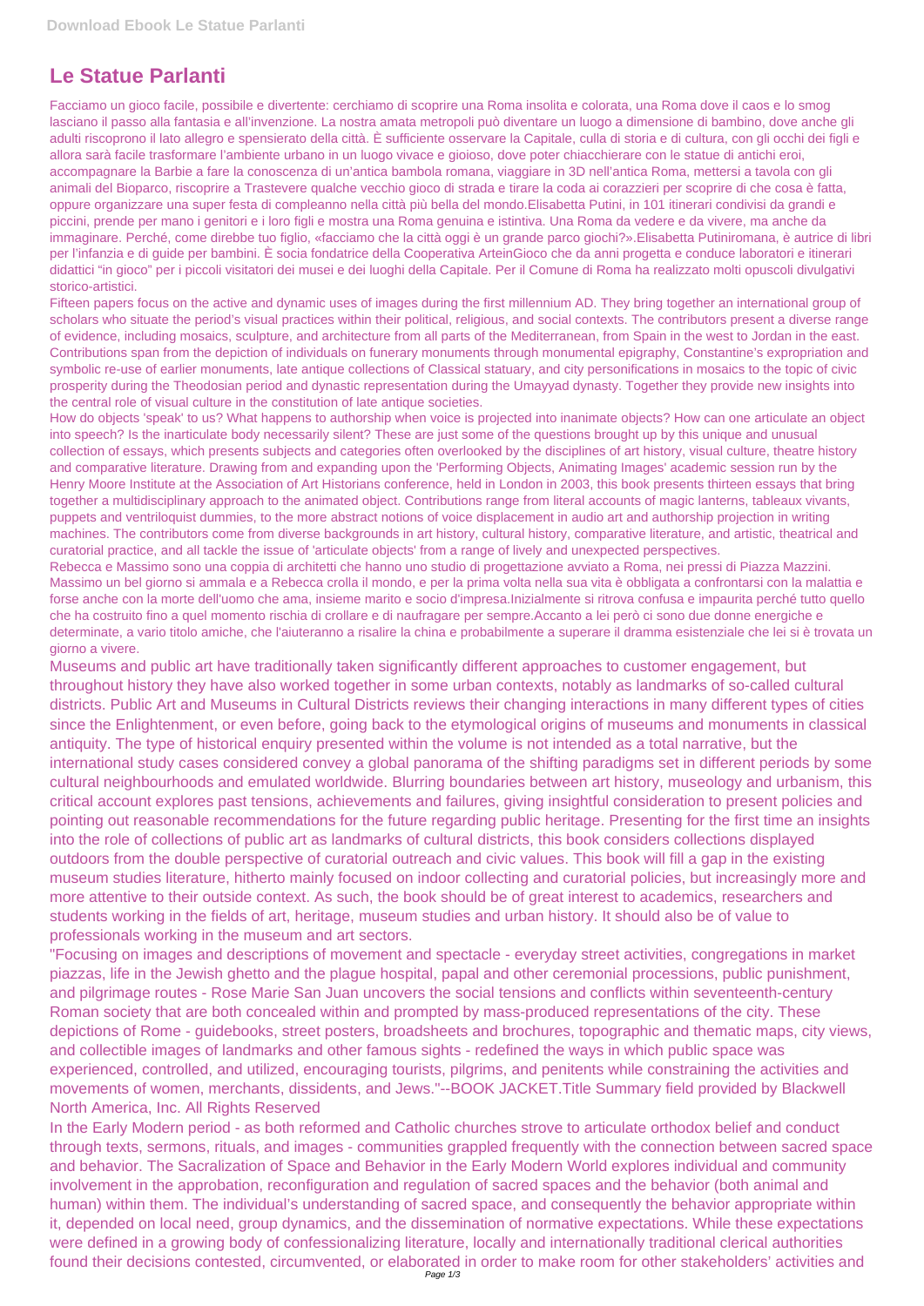# Le Statue Parlanti

Facciamo un gioco facile, possibile e divertente: cerchiamo di scoprire una Roma insolita e colorata, una Roma dove il caos e lo smog lasciano il passo alla fantasia e all'invenzione. La nostra amata metropoli può diventare un luogo a dimensione di bambino, dove anche gli adulti riscoprono il lato allegro e spensierato della città. È sufficiente osservare la Capitale, culla di storia e di cultura, con gli occhi dei figli e allora sarà facile trasformare l'ambiente urbano in un luogo vivace e gioioso, dove poter chiacchierare con le statue di antichi eroi, accompagnare la Barbie a fare la conoscenza di un'antica bambola romana, viaggiare in 3D nell'antica Roma, mettersi a tavola con gli animali del Bioparco, riscoprire a Trastevere qualche vecchio gioco di strada e tirare la coda ai corazzieri per scoprire di che cosa è fatta, oppure organizzare una super festa di compleanno nella città più bella del mondo.Elisabetta Putini, in 101 itinerari condivisi da grandi e piccini, prende per mano i genitori e i loro figli e mostra una Roma genuina e istintiva. Una Roma da vedere e da vivere, ma anche da immaginare. Perché, come direbbe tuo figlio, «facciamo che la città oggi è un grande parco giochi?».Elisabetta Putiniromana, è autrice di libri per l'infanzia e di guide per bambini. È socia fondatrice della Cooperativa ArteinGioco che da anni progetta e conduce laboratori e itinerari didattici "in gioco" per i piccoli visitatori dei musei e dei luoghi della Capitale. Per il Comune di Roma ha realizzato molti opuscoli divulgativi storico-artistici.

Fifteen papers focus on the active and dynamic uses of images during the first millennium AD. They bring together an international group of scholars who situate the period's visual practices within their political, religious, and social contexts. The contributors present a diverse range of evidence, including mosaics, sculpture, and architecture from all parts of the Mediterranean, from Spain in the west to Jordan in the east. Contributions span from the depiction of individuals on funerary monuments through monumental epigraphy, Constantine's expropriation and symbolic re-use of earlier monuments, late antique collections of Classical statuary, and city personifications in mosaics to the topic of civic prosperity during the Theodosian period and dynastic representation during the Umayyad dynasty. Together they provide new insights into the central role of visual culture in the constitution of late antique societies.

How do objects 'speak' to us? What happens to authorship when voice is projected into inanimate objects? How can one articulate an object into speech? Is the inarticulate body necessarily silent? These are just some of the questions brought up by this unique and unusual collection of essays, which presents subjects and categories often overlooked by the disciplines of art history, visual culture, theatre history and comparative literature. Drawing from and expanding upon the 'Performing Objects, Animating Images' academic session run by the Henry Moore Institute at the Association of Art Historians conference, held in London in 2003, this book presents thirteen essays that bring together a multidisciplinary approach to the animated object. Contributions range from literal accounts of magic lanterns, tableaux vivants, puppets and ventriloquist dummies, to the more abstract notions of voice displacement in audio art and authorship projection in writing machines. The contributors come from diverse backgrounds in art history, cultural history, comparative literature, and artistic, theatrical and curatorial practice, and all tackle the issue of 'articulate objects' from a range of lively and unexpected perspectives.

Rebecca e Massimo sono una coppia di architetti che hanno uno studio di progettazione avviato a Roma, nei pressi di Piazza Mazzini. Massimo un bel giorno si ammala e a Rebecca crolla il mondo, e per la prima volta nella sua vita è obbligata a confrontarsi con la malattia e forse anche con la morte dell'uomo che ama, insieme marito e socio d'impresa.Inizialmente si ritrova confusa e impaurita perché tutto quello che ha costruito fino a quel momento rischia di crollare e di naufragare per sempre.Accanto a lei però ci sono due donne energiche e determinate, a vario titolo amiche, che l'aiuteranno a risalire la china e probabilmente a superare il dramma esistenziale che lei si è trovata un giorno a vivere.

Museums and public art have traditionally taken significantly different approaches to customer engagement, but throughout history they have also worked together in some urban contexts, notably as landmarks of so-called cultural districts. Public Art and Museums in Cultural Districts reviews their changing interactions in many different types of cities since the Enlightenment, or even before, going back to the etymological origins of museums and monuments in classical antiquity. The type of historical enquiry presented within the volume is not intended as a total narrative, but the international study cases considered convey a global panorama of the shifting paradigms set in different periods by some cultural neighbourhoods and emulated worldwide. Blurring boundaries between art history, museology and urbanism, this critical account explores past tensions, achievements and failures, giving insightful consideration to present policies and pointing out reasonable recommendations for the future regarding public heritage. Presenting for the first time an insights into the role of collections of public art as landmarks of cultural districts, this book considers collections displayed outdoors from the double perspective of curatorial outreach and civic values. This book will fill a gap in the existing museum studies literature, hitherto mainly focused on indoor collecting and curatorial policies, but increasingly more and more attentive to their outside context. As such, the book should be of great interest to academics, researchers and students working in the fields of art, heritage, museum studies and urban history. It should also be of value to professionals working in the museum and art sectors.

"Focusing on images and descriptions of movement and spectacle - everyday street activities, congregations in market piazzas, life in the Jewish ghetto and the plague hospital, papal and other ceremonial processions, public punishment, and pilgrimage routes - Rose Marie San Juan uncovers the social tensions and conflicts within seventeenth-century Roman society that are both concealed within and prompted by mass-produced representations of the city. These depictions of Rome - guidebooks, street posters, broadsheets and brochures, topographic and thematic maps, city views, and collectible images of landmarks and other famous sights - redefined the ways in which public space was experienced, controlled, and utilized, encouraging tourists, pilgrims, and penitents while constraining the activities and movements of women, merchants, dissidents, and Jews."--BOOK JACKET.Title Summary field provided by Blackwell North America, Inc. All Rights Reserved

In the Early Modern period - as both reformed and Catholic churches strove to articulate orthodox belief and conduct through texts, sermons, rituals, and images - communities grappled frequently with the connection between sacred space and behavior. The Sacralization of Space and Behavior in the Early Modern World explores individual and community involvement in the approbation, reconfiguration and regulation of sacred spaces and the behavior (both animal and human) within them. The individual's understanding of sacred space, and consequently the behavior appropriate within it, depended on local need, group dynamics, and the dissemination of normative expectations. While these expectations were defined in a growing body of confessionalizing literature, locally and internationally traditional clerical authorities found their decisions contested, circumvented, or elaborated in order to make room for other stakeholders' activities and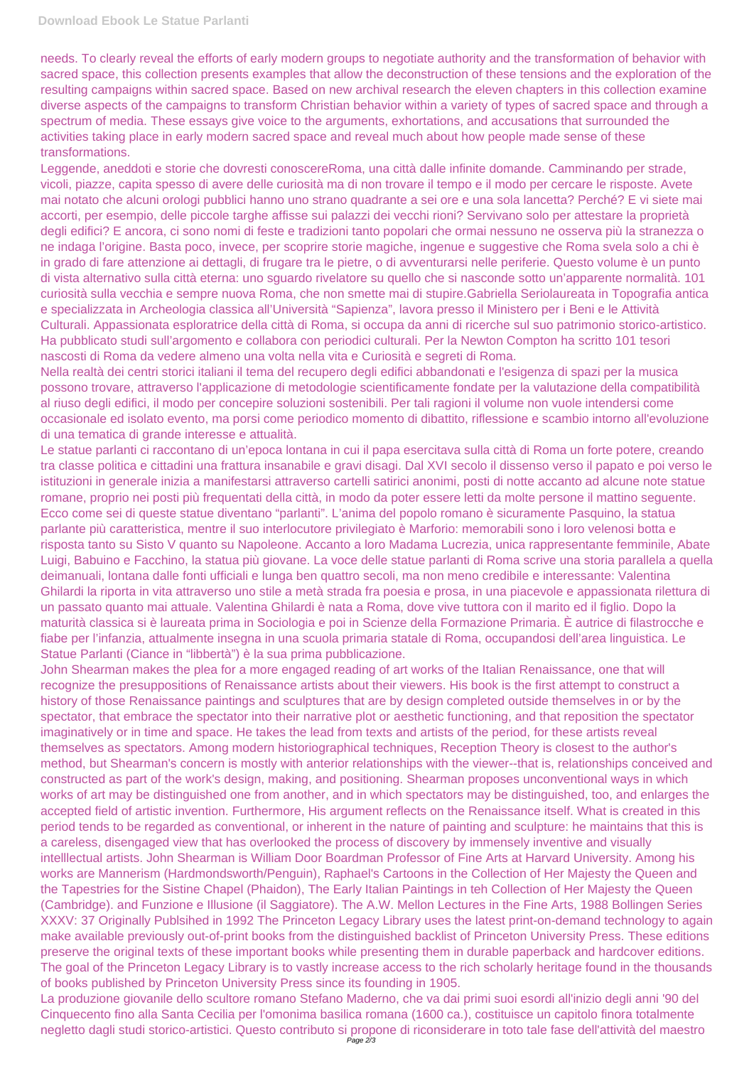needs. To clearly reveal the efforts of early modern groups to negotiate authority and the transformation of behavior with sacred space, this collection presents examples that allow the deconstruction of these tensions and the exploration of the resulting campaigns within sacred space. Based on new archival research the eleven chapters in this collection examine diverse aspects of the campaigns to transform Christian behavior within a variety of types of sacred space and through a spectrum of media. These essays give voice to the arguments, exhortations, and accusations that surrounded the activities taking place in early modern sacred space and reveal much about how people made sense of these transformations.

Leggende, aneddoti e storie che dovresti conoscereRoma, una città dalle infinite domande. Camminando per strade, vicoli, piazze, capita spesso di avere delle curiosità ma di non trovare il tempo e il modo per cercare le risposte. Avete mai notato che alcuni orologi pubblici hanno uno strano quadrante a sei ore e una sola lancetta? Perché? E vi siete mai accorti, per esempio, delle piccole targhe affisse sui palazzi dei vecchi rioni? Servivano solo per attestare la proprietà degli edifici? E ancora, ci sono nomi di feste e tradizioni tanto popolari che ormai nessuno ne osserva più la stranezza o ne indaga l'origine. Basta poco, invece, per scoprire storie magiche, ingenue e suggestive che Roma svela solo a chi è in grado di fare attenzione ai dettagli, di frugare tra le pietre, o di avventurarsi nelle periferie. Questo volume è un punto di vista alternativo sulla città eterna: uno sguardo rivelatore su quello che si nasconde sotto un'apparente normalità. 101 curiosità sulla vecchia e sempre nuova Roma, che non smette mai di stupire.Gabriella Seriolaureata in Topografia antica e specializzata in Archeologia classica all'Università "Sapienza", lavora presso il Ministero per i Beni e le Attività Culturali. Appassionata esploratrice della città di Roma, si occupa da anni di ricerche sul suo patrimonio storico-artistico. Ha pubblicato studi sull'argomento e collabora con periodici culturali. Per la Newton Compton ha scritto 101 tesori nascosti di Roma da vedere almeno una volta nella vita e Curiosità e segreti di Roma.

Nella realtà dei centri storici italiani il tema del recupero degli edifici abbandonati e l'esigenza di spazi per la musica possono trovare, attraverso l'applicazione di metodologie scientificamente fondate per la valutazione della compatibilità al riuso degli edifici, il modo per concepire soluzioni sostenibili. Per tali ragioni il volume non vuole intendersi come occasionale ed isolato evento, ma porsi come periodico momento di dibattito, riflessione e scambio intorno all'evoluzione di una tematica di grande interesse e attualità.

Le statue parlanti ci raccontano di un'epoca lontana in cui il papa esercitava sulla città di Roma un forte potere, creando tra classe politica e cittadini una frattura insanabile e gravi disagi. Dal XVI secolo il dissenso verso il papato e poi verso le istituzioni in generale inizia a manifestarsi attraverso cartelli satirici anonimi, posti di notte accanto ad alcune note statue romane, proprio nei posti più frequentati della città, in modo da poter essere letti da molte persone il mattino seguente. Ecco come sei di queste statue diventano "parlanti". L'anima del popolo romano è sicuramente Pasquino, la statua parlante più caratteristica, mentre il suo interlocutore privilegiato è Marforio: memorabili sono i loro velenosi botta e risposta tanto su Sisto V quanto su Napoleone. Accanto a loro Madama Lucrezia, unica rappresentante femminile, Abate Luigi, Babuino e Facchino, la statua più giovane. La voce delle statue parlanti di Roma scrive una storia parallela a quella deimanuali, lontana dalle fonti ufficiali e lunga ben quattro secoli, ma non meno credibile e interessante: Valentina Ghilardi la riporta in vita attraverso uno stile a metà strada fra poesia e prosa, in una piacevole e appassionata rilettura di un passato quanto mai attuale. Valentina Ghilardi è nata a Roma, dove vive tuttora con il marito ed il figlio. Dopo la maturità classica si è laureata prima in Sociologia e poi in Scienze della Formazione Primaria. È autrice di filastrocche e fiabe per l'infanzia, attualmente insegna in una scuola primaria statale di Roma, occupandosi dell'area linguistica. Le Statue Parlanti (Ciance in "libbertà") è la sua prima pubblicazione.

John Shearman makes the plea for a more engaged reading of art works of the Italian Renaissance, one that will recognize the presuppositions of Renaissance artists about their viewers. His book is the first attempt to construct a history of those Renaissance paintings and sculptures that are by design completed outside themselves in or by the spectator, that embrace the spectator into their narrative plot or aesthetic functioning, and that reposition the spectator imaginatively or in time and space. He takes the lead from texts and artists of the period, for these artists reveal themselves as spectators. Among modern historiographical techniques, Reception Theory is closest to the author's method, but Shearman's concern is mostly with anterior relationships with the viewer--that is, relationships conceived and constructed as part of the work's design, making, and positioning. Shearman proposes unconventional ways in which works of art may be distinguished one from another, and in which spectators may be distinguished, too, and enlarges the accepted field of artistic invention. Furthermore, His argument reflects on the Renaissance itself. What is created in this period tends to be regarded as conventional, or inherent in the nature of painting and sculpture: he maintains that this is a careless, disengaged view that has overlooked the process of discovery by immensely inventive and visually intelllectual artists. John Shearman is William Door Boardman Professor of Fine Arts at Harvard University. Among his works are Mannerism (Hardmondsworth/Penguin), Raphael's Cartoons in the Collection of Her Majesty the Queen and the Tapestries for the Sistine Chapel (Phaidon), The Early Italian Paintings in teh Collection of Her Majesty the Queen (Cambridge). and Funzione e Illusione (il Saggiatore). The A.W. Mellon Lectures in the Fine Arts, 1988 Bollingen Series XXXV: 37 Originally Publsihed in 1992 The Princeton Legacy Library uses the latest print-on-demand technology to again make available previously out-of-print books from the distinguished backlist of Princeton University Press. These editions preserve the original texts of these important books while presenting them in durable paperback and hardcover editions. The goal of the Princeton Legacy Library is to vastly increase access to the rich scholarly heritage found in the thousands of books published by Princeton University Press since its founding in 1905.

La produzione giovanile dello scultore romano Stefano Maderno, che va dai primi suoi esordi all'inizio degli anni '90 del Cinquecento fino alla Santa Cecilia per l'omonima basilica romana (1600 ca.), costituisce un capitolo finora totalmente negletto dagli studi storico-artistici. Questo contributo si propone di riconsiderare in toto tale fase dell'attività del maestro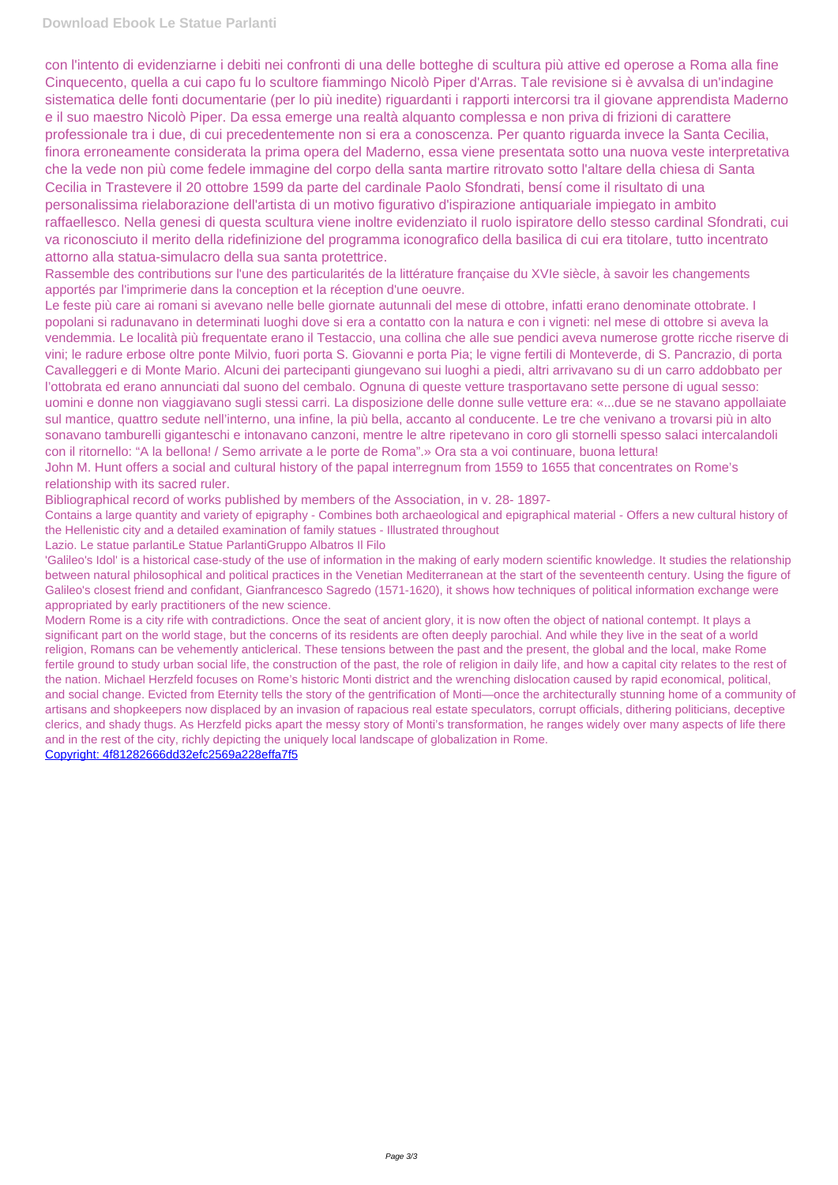con l'intento di evidenziarne i debiti nei confronti di una delle botteghe di scultura più attive ed operose a Roma alla fine Cinquecento, quella a cui capo fu lo scultore fiammingo Nicolò Piper d'Arras. Tale revisione si è avvalsa di un'indagine sistematica delle fonti documentarie (per lo più inedite) riguardanti i rapporti intercorsi tra il giovane apprendista Maderno e il suo maestro Nicolò Piper. Da essa emerge una realtà alquanto complessa e non priva di frizioni di carattere professionale tra i due, di cui precedentemente non si era a conoscenza. Per quanto riguarda invece la Santa Cecilia, finora erroneamente considerata la prima opera del Maderno, essa viene presentata sotto una nuova veste interpretativa che la vede non più come fedele immagine del corpo della santa martire ritrovato sotto l'altare della chiesa di Santa Cecilia in Trastevere il 20 ottobre 1599 da parte del cardinale Paolo Sfondrati, bensí come il risultato di una personalissima rielaborazione dell'artista di un motivo figurativo d'ispirazione antiquariale impiegato in ambito raffaellesco. Nella genesi di questa scultura viene inoltre evidenziato il ruolo ispiratore dello stesso cardinal Sfondrati, cui va riconosciuto il merito della ridefinizione del programma iconografico della basilica di cui era titolare, tutto incentrato attorno alla statua-simulacro della sua santa protettrice.

Rassemble des contributions sur l'une des particularités de la littérature française du XVIe siècle, à savoir les changements apportés par l'imprimerie dans la conception et la réception d'une oeuvre.

Le feste più care ai romani si avevano nelle belle giornate autunnali del mese di ottobre, infatti erano denominate ottobrate. I popolani si radunavano in determinati luoghi dove si era a contatto con la natura e con i vigneti: nel mese di ottobre si aveva la vendemmia. Le località più frequentate erano il Testaccio, una collina che alle sue pendici aveva numerose grotte ricche riserve di vini; le radure erbose oltre ponte Milvio, fuori porta S. Giovanni e porta Pia; le vigne fertili di Monteverde, di S. Pancrazio, di porta Cavalleggeri e di Monte Mario. Alcuni dei partecipanti giungevano sui luoghi a piedi, altri arrivavano su di un carro addobbato per l'ottobrata ed erano annunciati dal suono del cembalo. Ognuna di queste vetture trasportavano sette persone di ugual sesso: uomini e donne non viaggiavano sugli stessi carri. La disposizione delle donne sulle vetture era: «...due se ne stavano appollaiate sul mantice, quattro sedute nell'interno, una infine, la più bella, accanto al conducente. Le tre che venivano a trovarsi più in alto sonavano tamburelli giganteschi e intonavano canzoni, mentre le altre ripetevano in coro gli stornelli spesso salaci intercalandoli con il ritornello: "A la bellona! / Semo arrivate a le porte de Roma".» Ora sta a voi continuare, buona lettura!

John M. Hunt offers a social and cultural history of the papal interregnum from 1559 to 1655 that concentrates on Rome's relationship with its sacred ruler.

Bibliographical record of works published by members of the Association, in v. 28- 1897-

Contains a large quantity and variety of epigraphy - Combines both archaeological and epigraphical material - Offers a new cultural history of the Hellenistic city and a detailed examination of family statues - Illustrated throughout

Lazio. Le statue parlantiLe Statue ParlantiGruppo Albatros Il Filo

'Galileo's Idol' is a historical case-study of the use of information in the making of early modern scientific knowledge. It studies the relationship between natural philosophical and political practices in the Venetian Mediterranean at the start of the seventeenth century. Using the figure of Galileo's closest friend and confidant, Gianfrancesco Sagredo (1571-1620), it shows how techniques of political information exchange were appropriated by early practitioners of the new science.

Modern Rome is a city rife with contradictions. Once the seat of ancient glory, it is now often the object of national contempt. It plays a significant part on the world stage, but the concerns of its residents are often deeply parochial. And while they live in the seat of a world religion, Romans can be vehemently anticlerical. These tensions between the past and the present, the global and the local, make Rome fertile ground to study urban social life, the construction of the past, the role of religion in daily life, and how a capital city relates to the rest of the nation. Michael Herzfeld focuses on Rome's historic Monti district and the wrenching dislocation caused by rapid economical, political, and social change. Evicted from Eternity tells the story of the gentrification of Monti—once the architecturally stunning home of a community of artisans and shopkeepers now displaced by an invasion of rapacious real estate speculators, corrupt officials, dithering politicians, deceptive clerics, and shady thugs. As Herzfeld picks apart the messy story of Monti's transformation, he ranges widely over many aspects of life there and in the rest of the city, richly depicting the uniquely local landscape of globalization in Rome.

Copyright: 4f81282666dd32efc2569a228effa7f5